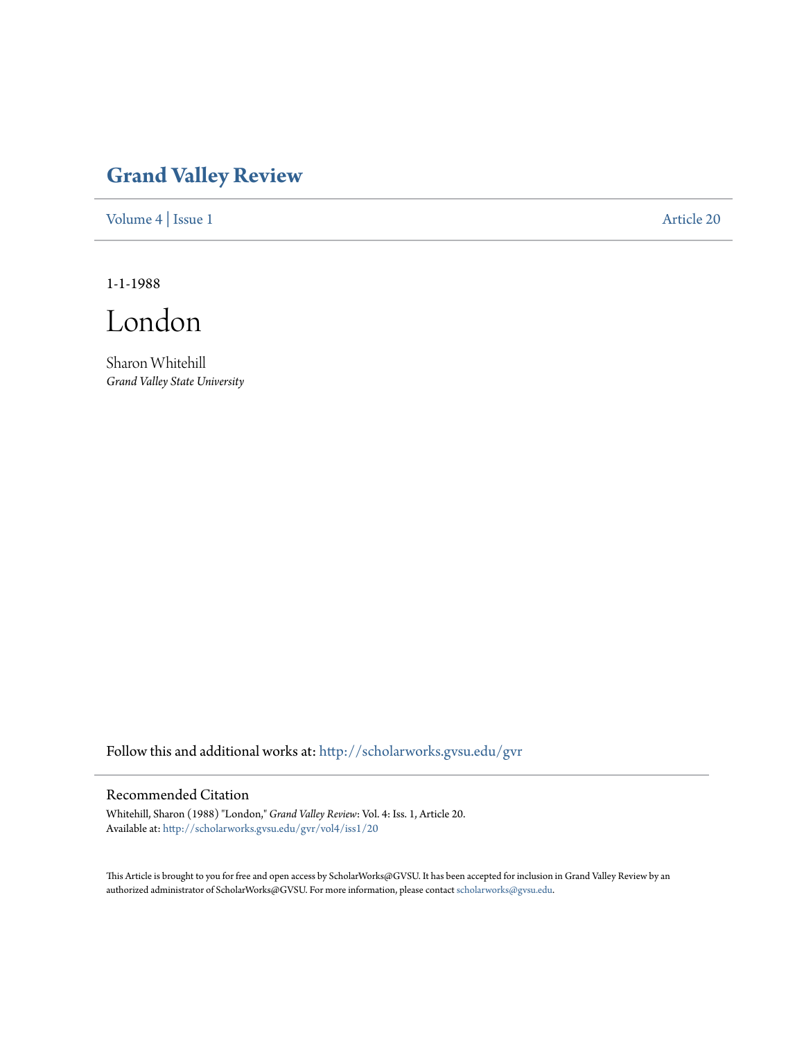# Grand Valley Review

Volume 4 | Issue 1 Article 20

1-1-1988

# London

Sharon Whitehill
*Grand Valley State University*

Follow this and additional works at: http://scholarworks.gvsu.edu/gvr

## Recommended Citation

Whitehill, Sharon (1988) "London," *Grand Valley Review*: Vol. 4: Iss. 1, Article 20.
Available at: http://scholarworks.gvsu.edu/gvr/vol4/iss1/20

This Article is brought to you for free and open access by ScholarWorks@GVSU. It has been accepted for inclusion in Grand Valley Review by an authorized administrator of ScholarWorks@GVSU. For more information, please contact scholarworks@gvsu.edu.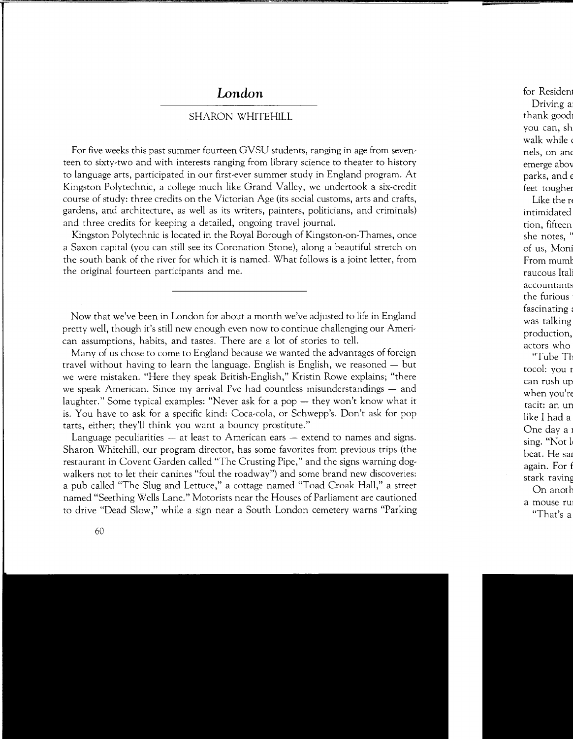# *London*

## SHARON WHITEHILL

For five weeks this past summer fourteen GVSU students, ranging in age from seventeen to sixty-two and with interests ranging from library science to theater to history to language arts, participated in our first-ever summer study in England program. At Kingston Polytechnic, a college much like Grand Valley, we undertook a six-credit course of study: three credits on the Victorian Age (its social customs, arts and crafts, gardens, and architecture, as well as its writers, painters, politicians, and criminals) and three credits for keeping a detailed, ongoing travel journal.

Kingston Polytechnic is located in the Royal Borough of Kingston-on-Thames, once a Saxon capital (you can still see its Coronation Stone), along a beautiful stretch on the south bank of the river for which it is named. What follows is a joint letter, from the original fourteen participants and me.

---

Now that we've been in London for about a month we've adjusted to life in England pretty well, though it's still new enough even now to continue challenging our American assumptions, habits, and tastes. There are a lot of stories to tell.

Many of us chose to come to England because we wanted the advantages of foreign travel without having to learn the language. English is English, we reasoned — but we were mistaken. "Here they speak British-English," Kristin Rowe explains; "there we speak American. Since my arrival I've had countless misunderstandings — and laughter." Some typical examples: "Never ask for a pop — they won't know what it is. You have to ask for a specific kind: Coca-cola, or Schwepp's. Don't ask for pop tarts, either; they'll think you want a bouncy prostitute."

Language peculiarities — at least to American ears — extend to names and signs. Sharon Whitehill, our program director, has some favorites from previous trips (the restaurant in Covent Garden called "The Crusting Pipe," and the signs warning dog-walkers not to let their canines "foul the roadway") and some brand new discoveries: a pub called "The Slug and Lettuce," a cottage named "Toad Croak Hall," a street named "Seething Wells Lane." Motorists near the Houses of Parliament are cautioned to drive "Dead Slow," while a sign near a South London cemetery warns "Parking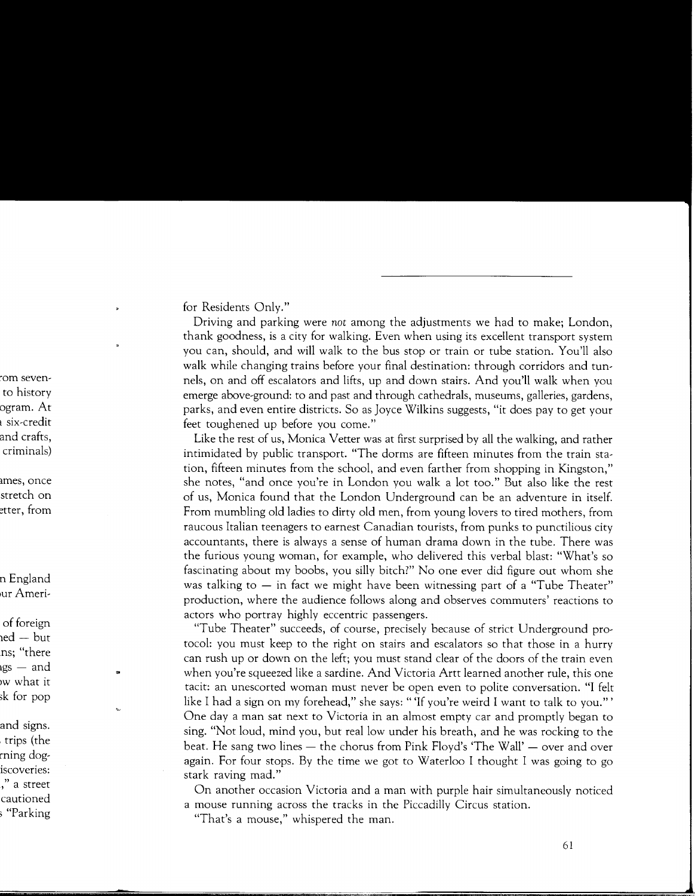for Residents Only."

Driving and parking were *not* among the adjustments we had to make; London, thank goodness, is a city for walking. Even when using its excellent transport system you can, should, and will walk to the bus stop or train or tube station. You'll also walk while changing trains before your final destination: through corridors and tunnels, on and off escalators and lifts, up and down stairs. And you'll walk when you emerge above-ground: to and past and through cathedrals, museums, galleries, gardens, parks, and even entire districts. So as Joyce Wilkins suggests, "it does pay to get your feet toughened up before you come."

Like the rest of us, Monica Vetter was at first surprised by all the walking, and rather intimidated by public transport. "The dorms are fifteen minutes from the train station, fifteen minutes from the school, and even farther from shopping in Kingston," she notes, "and once you're in London you walk a lot too." But also like the rest of us, Monica found that the London Underground can be an adventure in itself. From mumbling old ladies to dirty old men, from young lovers to tired mothers, from raucous Italian teenagers to earnest Canadian tourists, from punks to punctilious city accountants, there is always a sense of human drama down in the tube. There was the furious young woman, for example, who delivered this verbal blast: "What's so fascinating about my boobs, you silly bitch?" No one ever did figure out whom she was talking to — in fact we might have been witnessing part of a "Tube Theater" production, where the audience follows along and observes commuters' reactions to actors who portray highly eccentric passengers.

"Tube Theater" succeeds, of course, precisely because of strict Underground protocol: you must keep to the right on stairs and escalators so that those in a hurry can rush up or down on the left; you must stand clear of the doors of the train even when you're squeezed like a sardine. And Victoria Artt learned another rule, this one tacit: an unescorted woman must never be open even to polite conversation. "I felt like I had a sign on my forehead," she says: "'If you're weird I want to talk to you.'" One day a man sat next to Victoria in an almost empty car and promptly began to sing. "Not loud, mind you, but real low under his breath, and he was rocking to the beat. He sang two lines — the chorus from Pink Floyd's 'The Wall' — over and over again. For four stops. By the time we got to Waterloo I thought I was going to go stark raving mad."

On another occasion Victoria and a man with purple hair simultaneously noticed a mouse running across the tracks in the Piccadilly Circus station.

"That's a mouse," whispered the man.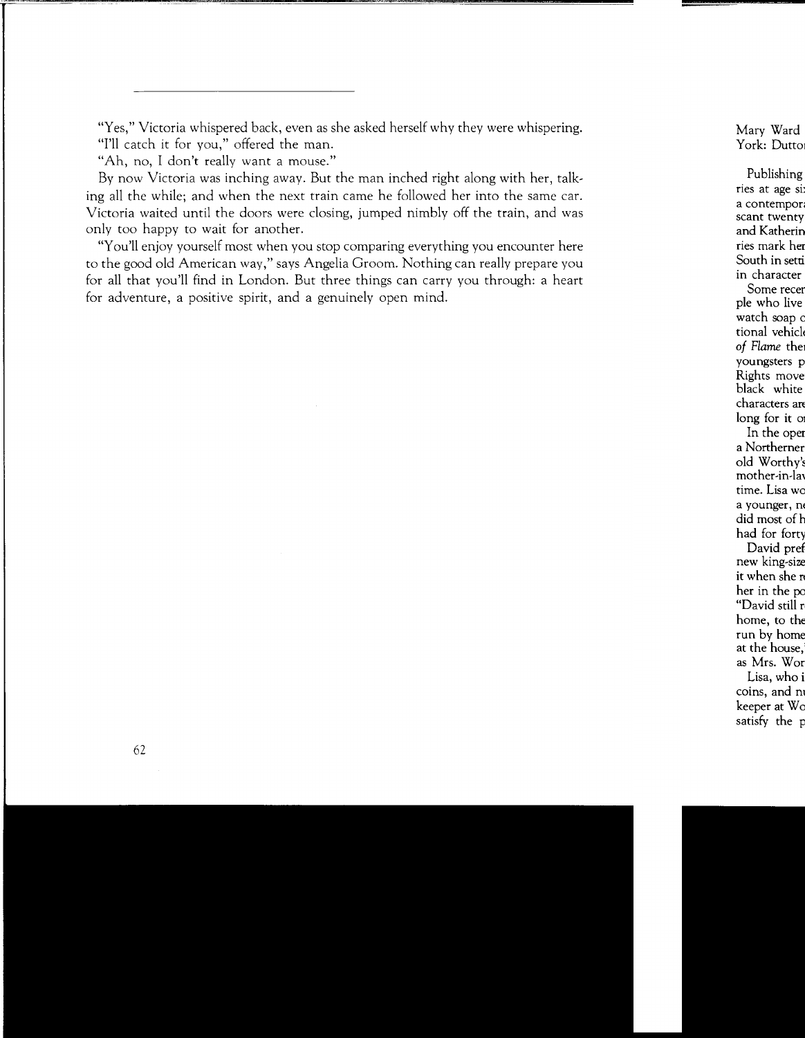"Yes," Victoria whispered back, even as she asked herself why they were whispering.

"I'll catch it for you," offered the man.

"Ah, no, I don't really want a mouse."

By now Victoria was inching away. But the man inched right along with her, talking all the while; and when the next train came he followed her into the same car. Victoria waited until the doors were closing, jumped nimbly off the train, and was only too happy to wait for another.

"You'll enjoy yourself most when you stop comparing everything you encounter here to the good old American way," says Angelia Groom. Nothing can really prepare you for all that you'll find in London. But three things can carry you through: a heart for adventure, a positive spirit, and a genuinely open mind.